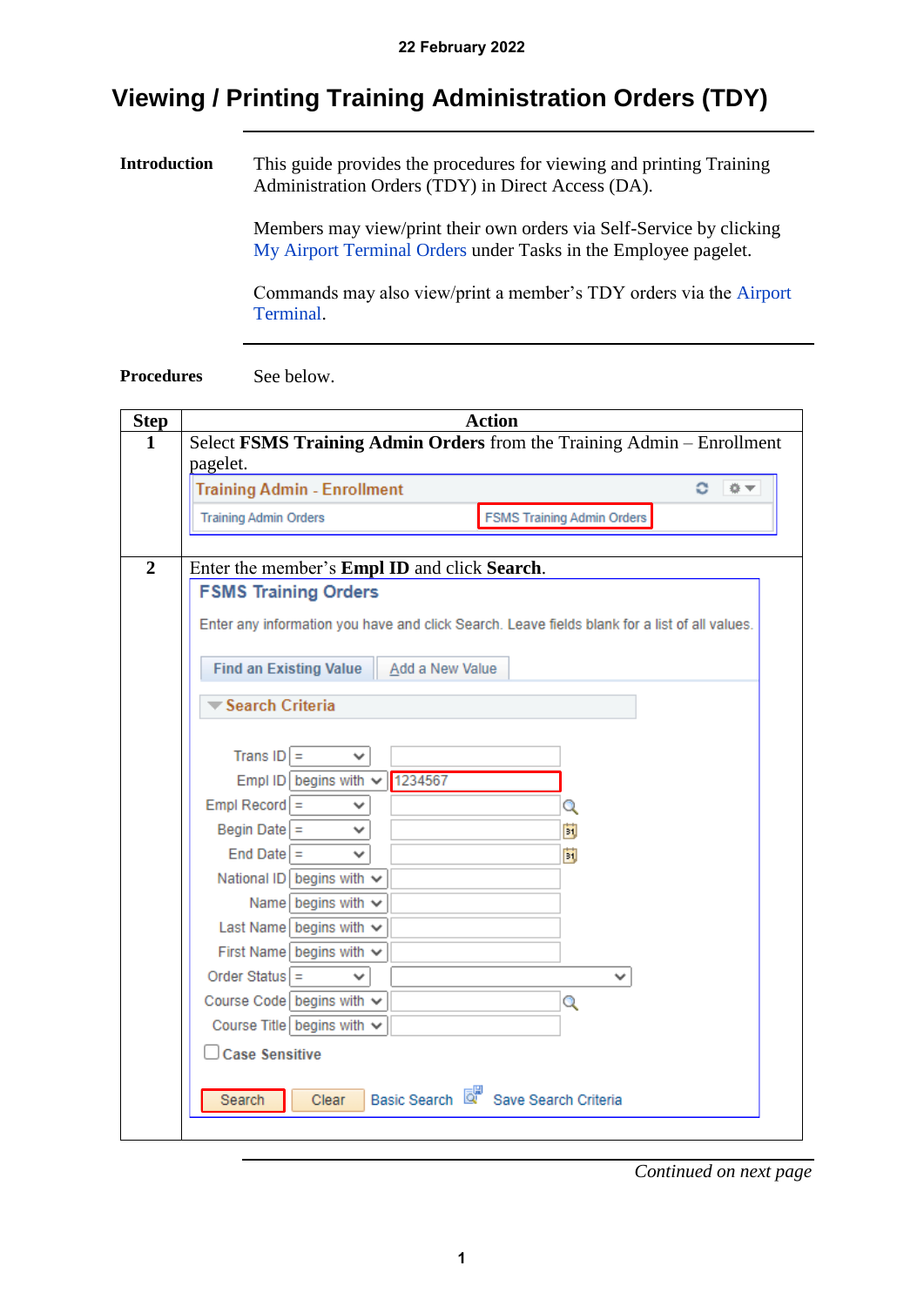22 February 2022

# Viewing / Printing Training Administration Orders (TDY)

**Introduction**

This guide provides the procedures for viewing and printing Training Administration Orders (TDY) in Direct Access (DA).

Members may view/print their own orders via Self-Service by clicking My Airport Terminal Orders under Tasks in the Employee pagelet.

Commands may also view/print a member's TDY orders via the Airport Terminal.

**Procedures**

See below.

| Step | Action |
|---|---|
| 1 | Select **FSMS Training Admin Orders** from the Training Admin – Enrollment pagelet.<br><br>Training Admin - Enrollment<br>Training Admin Orders &nbsp;&nbsp; FSMS Training Admin Orders |
| 2 | Enter the member's **Empl ID** and click **Search**.<br><br>FSMS Training Orders<br>Enter any information you have and click Search. Leave fields blank for a list of all values.<br>Find an Existing Value &nbsp;&nbsp; Add a New Value<br>Search Criteria<br>Trans ID =<br>Empl ID begins with 1234567<br>Empl Record =<br>Begin Date =<br>End Date =<br>National ID begins with<br>Name begins with<br>Last Name begins with<br>First Name begins with<br>Order Status =<br>Course Code begins with<br>Course Title begins with<br>Case Sensitive<br>Search &nbsp; Clear &nbsp; Basic Search &nbsp; Save Search Criteria |

*Continued on next page*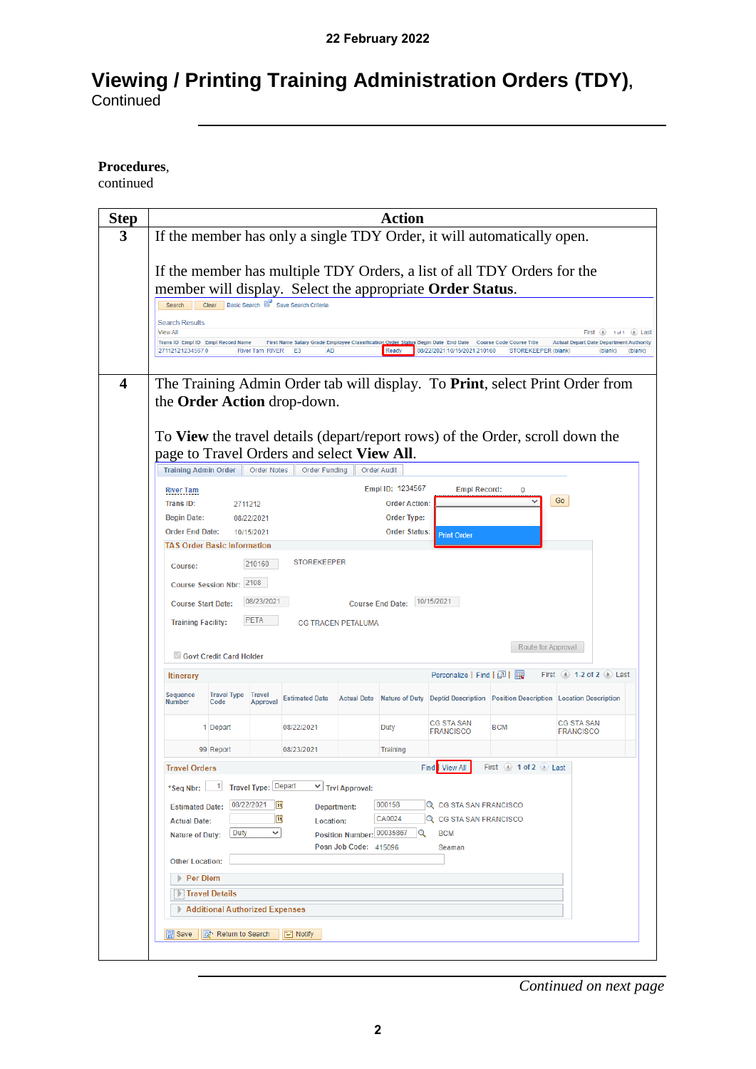# Viewing / Printing Training Administration Orders (TDY), Continued

**Procedures**, continued

| Step | Action |
|---|---|
| 3 | If the member has only a single TDY Order, it will automatically open.<br><br>If the member has multiple TDY Orders, a list of all TDY Orders for the member will display. Select the appropriate **Order Status**. |
| 4 | The Training Admin Order tab will display. To **Print**, select Print Order from the **Order Action** drop-down.<br><br>To **View** the travel details (depart/report rows) of the Order, scroll down the page to Travel Orders and select **View All**. |

*Continued on next page*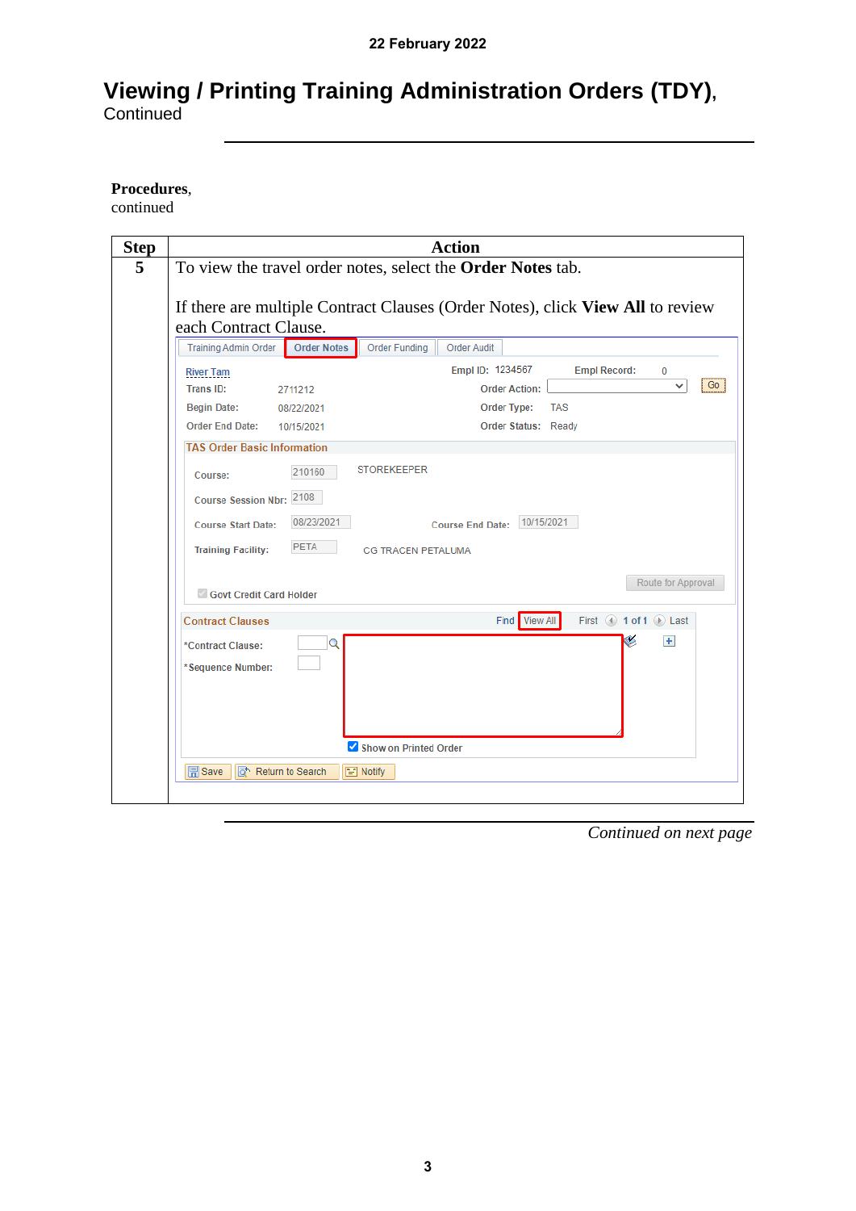# Viewing / Printing Training Administration Orders (TDY), Continued

**Procedures**, continued

| Step | Action |
|---|---|
| 5 | To view the travel order notes, select the **Order Notes** tab.<br><br>If there are multiple Contract Clauses (Order Notes), click **View All** to review each Contract Clause.<br><br>Training Admin Order \| **Order Notes** \| Order Funding \| Order Audit<br><br>River Tam — Empl ID: 1234567 — Empl Record: 0<br>Trans ID: 2711212 — Order Action: [ ] Go<br>Begin Date: 08/22/2021 — Order Type: TAS<br>Order End Date: 10/15/2021 — Order Status: Ready<br><br>TAS Order Basic Information<br>Course: 210160 STOREKEEPER<br>Course Session Nbr: 2108<br>Course Start Date: 08/23/2021 — Course End Date: 10/15/2021<br>Training Facility: PETA CG TRACEN PETALUMA<br>Route for Approval<br>Govt Credit Card Holder<br><br>Contract Clauses — Find \| View All — First 1 of 1 Last<br>*Contract Clause:<br>*Sequence Number:<br>Show on Printed Order<br><br>Save \| Return to Search \| Notify |

*Continued on next page*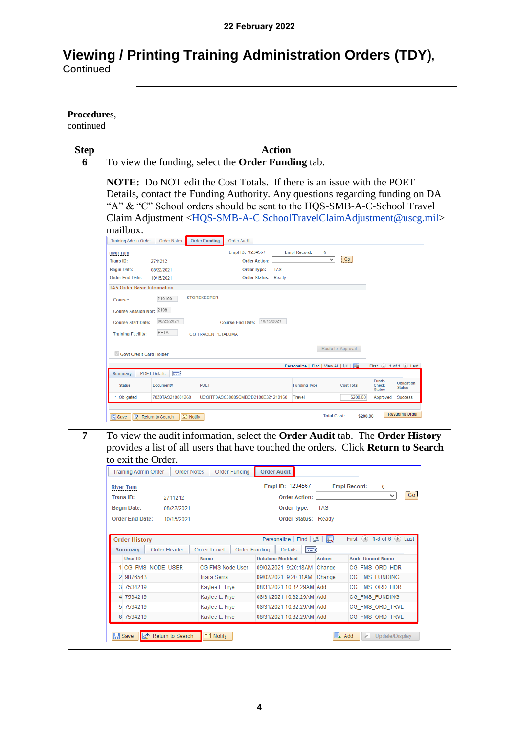22 February 2022

# Viewing / Printing Training Administration Orders (TDY), Continued

**Procedures**, continued

| Step | Action |
|---|---|
| 6 | To view the funding, select the **Order Funding** tab.<br><br>**NOTE:** Do NOT edit the Cost Totals. If there is an issue with the POET Details, contact the Funding Authority. Any questions regarding funding on DA "A" & "C" School orders should be sent to the HQS-SMB-A-C-School Travel Claim Adjustment <HQS-SMB-A-C SchoolTravelClaimAdjustment@uscg.mil> mailbox. |
| 7 | To view the audit information, select the **Order Audit** tab. The **Order History** provides a list of all users that have touched the orders. Click **Return to Search** to exit the Order. |